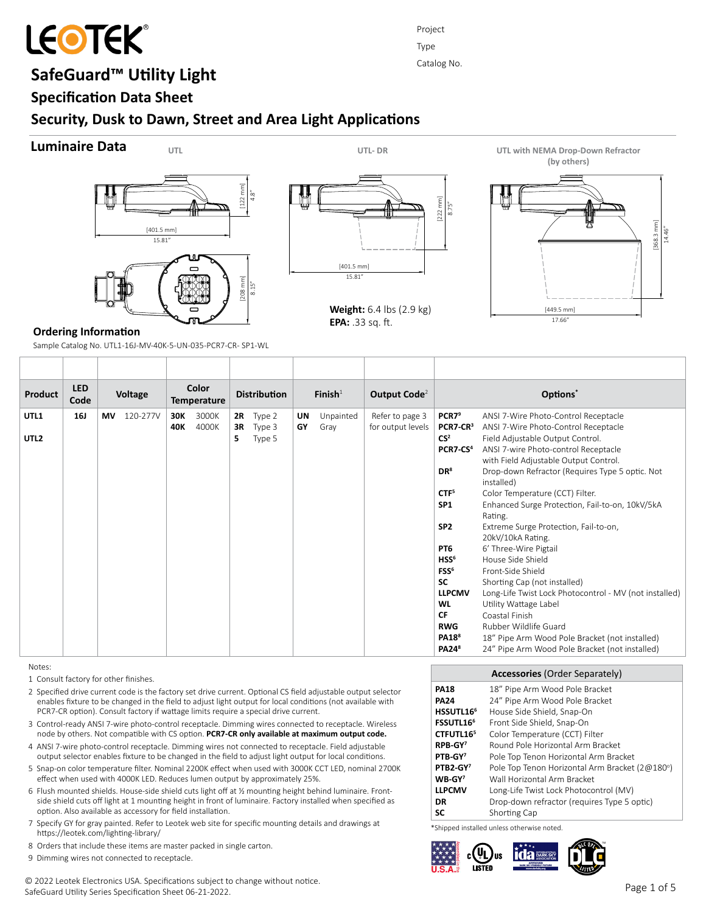LEOTEK®

Project

Type

Catalog No.

# SafeGuard™ Utility Light

## Specification Data Sheet

## Security, Dusk to Dawn, Street and Area Light Applications

## Luminaire Data

UTL

[122 mm] 4.8"

[401.5 mm] 15.81"

[208 mm] 8.15"

UTL- DR

[222 mm] 8.75"

[401.5 mm] 15.81"

**Weight:** 6.4 lbs (2.9 kg)
**EPA:** .33 sq. ft.

UTL with NEMA Drop-Down Refractor (by others)

[368.3 mm] 14.46"

[449.5 mm] 17.66"

## Ordering Information

Sample Catalog No. UTL1-16J-MV-40K-5-UN-035-PCR7-CR- SP1-WL

| Product | LED Code | Voltage | | Color Temperature | | Distribution | | Finish[1] | | Output Code[2] | Options* | |
|---|---|---|---|---|---|---|---|---|---|---|---|---|
| UTL1 | 16J | MV | 120-277V | 30K | 3000K | 2R | Type 2 | UN | Unpainted | Refer to page 3 for output levels | PCR7[9] | ANSI 7-Wire Photo-Control Receptacle |
| UTL2 | | | | 40K | 4000K | 3R | Type 3 | GY | Gray | | PCR7-CR[3] | ANSI 7-Wire Photo-Control Receptacle |
| | | | | | | 5 | Type 5 | | | | CS[2] | Field Adjustable Output Control. |
| | | | | | | | | | | | PCR7-CS[4] | ANSI 7-wire Photo-control Receptacle with Field Adjustable Output Control. |
| | | | | | | | | | | | DR[8] | Drop-down Refractor (Requires Type 5 optic. Not installed) |
| | | | | | | | | | | | CTF[5] | Color Temperature (CCT) Filter. |
| | | | | | | | | | | | SP1 | Enhanced Surge Protection, Fail-to-on, 10kV/5kA Rating. |
| | | | | | | | | | | | SP2 | Extreme Surge Protection, Fail-to-on, 20kV/10kA Rating. |
| | | | | | | | | | | | PT6 | 6' Three-Wire Pigtail |
| | | | | | | | | | | | HSS[6] | House Side Shield |
| | | | | | | | | | | | FSS[6] | Front-Side Shield |
| | | | | | | | | | | | SC | Shorting Cap (not installed) |
| | | | | | | | | | | | LLPCMV | Long-Life Twist Lock Photocontrol - MV (not installed) |
| | | | | | | | | | | | WL | Utility Wattage Label |
| | | | | | | | | | | | CF | Coastal Finish |
| | | | | | | | | | | | RWG | Rubber Wildlife Guard |
| | | | | | | | | | | | PA18[8] | 18" Pipe Arm Wood Pole Bracket (not installed) |
| | | | | | | | | | | | PA24[8] | 24" Pipe Arm Wood Pole Bracket (not installed) |

Notes:

1. Consult factory for other finishes.
2. Specified drive current code is the factory set drive current. Optional CS field adjustable output selector enables fixture to be changed in the field to adjust light output for local conditions (not available with PCR7-CR option). Consult factory if wattage limits require a special drive current.
3. Control-ready ANSI 7-wire photo-control receptacle. Dimming wires connected to receptacle. Wireless node by others. Not compatible with CS option. **PCR7-CR only available at maximum output code.**
4. ANSI 7-wire photo-control receptacle. Dimming wires not connected to receptacle. Field adjustable output selector enables fixture to be changed in the field to adjust light output for local conditions.
5. Snap-on color temperature filter. Nominal 2200K effect when used with 3000K CCT LED, nominal 2700K effect when used with 4000K LED. Reduces lumen output by approximately 25%.
6. Flush mounted shields. House-side shield cuts light off at ½ mounting height behind luminaire. Front-side shield cuts off light at 1 mounting height in front of luminaire. Factory installed when specified as option. Also available as accessory for field installation.
7. Specify GY for gray painted. Refer to Leotek web site for specific mounting details and drawings at https://leotek.com/lighting-library/
8. Orders that include these items are master packed in single carton.
9. Dimming wires not connected to receptacle.

| Accessories (Order Separately) | |
|---|---|
| PA18 | 18" Pipe Arm Wood Pole Bracket |
| PA24 | 24" Pipe Arm Wood Pole Bracket |
| HSSUTL16[6] | House Side Shield, Snap-On |
| FSSUTL16[6] | Front Side Shield, Snap-On |
| CTFUTL16[5] | Color Temperature (CCT) Filter |
| RPB-GY[7] | Round Pole Horizontal Arm Bracket |
| PTB-GY[7] | Pole Top Tenon Horizontal Arm Bracket |
| PTB2-GY[7] | Pole Top Tenon Horizontal Arm Bracket (2@180°) |
| WB-GY[7] | Wall Horizontal Arm Bracket |
| LLPCMV | Long-Life Twist Lock Photocontrol (MV) |
| DR | Drop-down refractor (requires Type 5 optic) |
| SC | Shorting Cap |

*Shipped installed unless otherwise noted.

© 2022 Leotek Electronics USA. Specifications subject to change without notice.
SafeGuard Utility Series Specification Sheet 06-21-2022.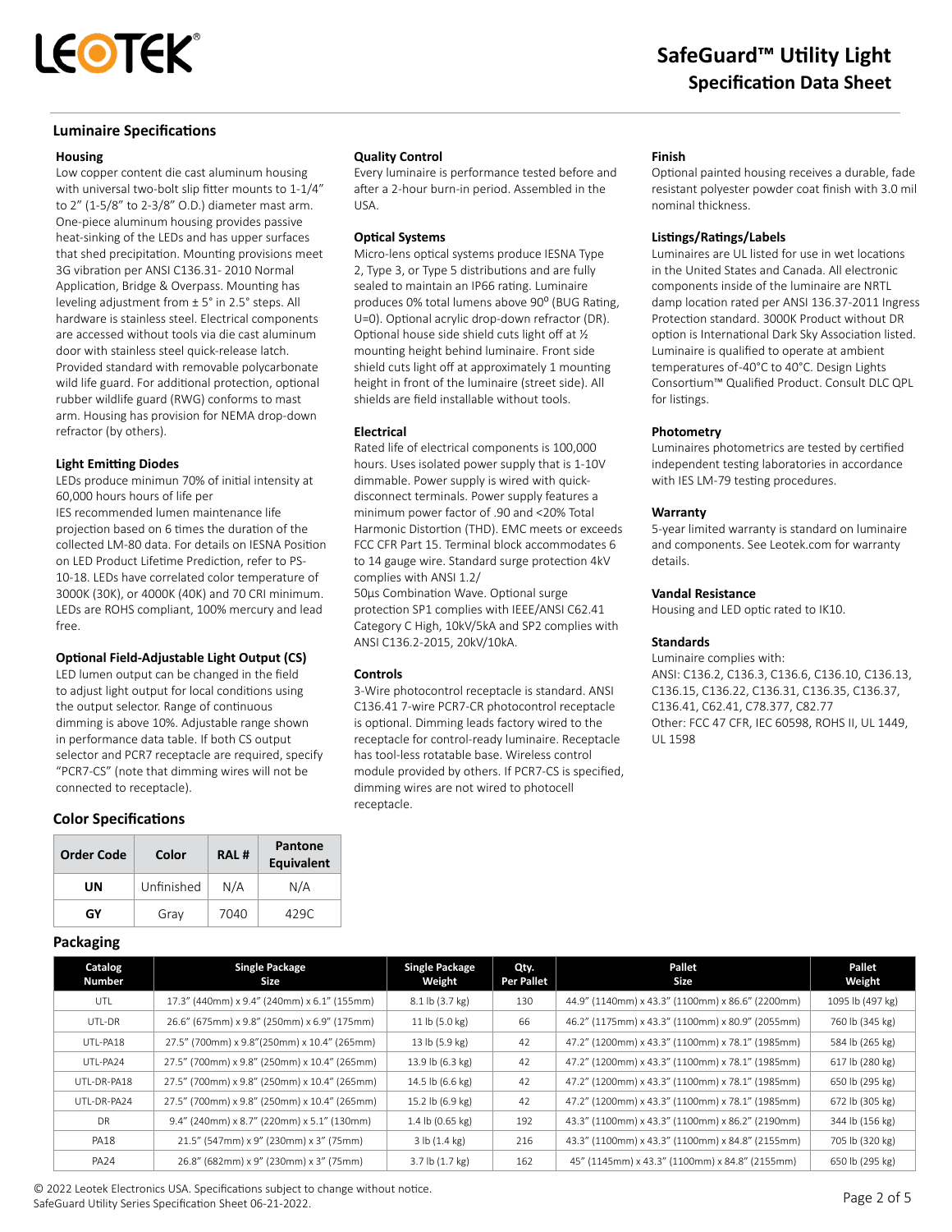# SafeGuard™ Utility Light
## Specification Data Sheet

## Luminaire Specifications

### Housing

Low copper content die cast aluminum housing with universal two-bolt slip fitter mounts to 1-1/4" to 2" (1-5/8" to 2-3/8" O.D.) diameter mast arm. One-piece aluminum housing provides passive heat-sinking of the LEDs and has upper surfaces that shed precipitation. Mounting provisions meet 3G vibration per ANSI C136.31- 2010 Normal Application, Bridge & Overpass. Mounting has leveling adjustment from ± 5° in 2.5° steps. All hardware is stainless steel. Electrical components are accessed without tools via die cast aluminum door with stainless steel quick-release latch. Provided standard with removable polycarbonate wild life guard. For additional protection, optional rubber wildlife guard (RWG) conforms to mast arm. Housing has provision for NEMA drop-down refractor (by others).

### Light Emitting Diodes

LEDs produce minimun 70% of initial intensity at 60,000 hours hours of life per IES recommended lumen maintenance life projection based on 6 times the duration of the collected LM-80 data. For details on IESNA Position on LED Product Lifetime Prediction, refer to PS-10-18. LEDs have correlated color temperature of 3000K (30K), or 4000K (40K) and 70 CRI minimum. LEDs are ROHS compliant, 100% mercury and lead free.

### Optional Field-Adjustable Light Output (CS)

LED lumen output can be changed in the field to adjust light output for local conditions using the output selector. Range of continuous dimming is above 10%. Adjustable range shown in performance data table. If both CS output selector and PCR7 receptacle are required, specify "PCR7-CS" (note that dimming wires will not be connected to receptacle).

### Quality Control

Every luminaire is performance tested before and after a 2-hour burn-in period. Assembled in the USA.

### Optical Systems

Micro-lens optical systems produce IESNA Type 2, Type 3, or Type 5 distributions and are fully sealed to maintain an IP66 rating. Luminaire produces 0% total lumens above 90° (BUG Rating, U=0). Optional acrylic drop-down refractor (DR). Optional house side shield cuts light off at ½ mounting height behind luminaire. Front side shield cuts light off at approximately 1 mounting height in front of the luminaire (street side). All shields are field installable without tools.

### Electrical

Rated life of electrical components is 100,000 hours. Uses isolated power supply that is 1-10V dimmable. Power supply is wired with quick-disconnect terminals. Power supply features a minimum power factor of .90 and <20% Total Harmonic Distortion (THD). EMC meets or exceeds FCC CFR Part 15. Terminal block accommodates 6 to 14 gauge wire. Standard surge protection 4kV complies with ANSI 1.2/
50µs Combination Wave. Optional surge protection SP1 complies with IEEE/ANSI C62.41 Category C High, 10kV/5kA and SP2 complies with ANSI C136.2-2015, 20kV/10kA.

### Controls

3-Wire photocontrol receptacle is standard. ANSI C136.41 7-wire PCR7-CR photocontrol receptacle is optional. Dimming leads factory wired to the receptacle for control-ready luminaire. Receptacle has tool-less rotatable base. Wireless control module provided by others. If PCR7-CS is specified, dimming wires are not wired to photocell receptacle.

### Finish

Optional painted housing receives a durable, fade resistant polyester powder coat finish with 3.0 mil nominal thickness.

### Listings/Ratings/Labels

Luminaires are UL listed for use in wet locations in the United States and Canada. All electronic components inside of the luminaire are NRTL damp location rated per ANSI 136.37-2011 Ingress Protection standard. 3000K Product without DR option is International Dark Sky Association listed. Luminaire is qualified to operate at ambient temperatures of-40°C to 40°C. Design Lights Consortium™ Qualified Product. Consult DLC QPL for listings.

### Photometry

Luminaires photometrics are tested by certified independent testing laboratories in accordance with IES LM-79 testing procedures.

### Warranty

5-year limited warranty is standard on luminaire and components. See Leotek.com for warranty details.

### Vandal Resistance

Housing and LED optic rated to IK10.

### Standards

Luminaire complies with:
ANSI: C136.2, C136.3, C136.6, C136.10, C136.13, C136.15, C136.22, C136.31, C136.35, C136.37, C136.41, C62.41, C78.377, C82.77
Other: FCC 47 CFR, IEC 60598, ROHS II, UL 1449, UL 1598

## Color Specifications

| Order Code | Color | RAL # | Pantone Equivalent |
|---|---|---|---|
| UN | Unfinished | N/A | N/A |
| GY | Gray | 7040 | 429C |

## Packaging

| Catalog Number | Single Package Size | Single Package Weight | Qty. Per Pallet | Pallet Size | Pallet Weight |
|---|---|---|---|---|---|
| UTL | 17.3" (440mm) x 9.4" (240mm) x 6.1" (155mm) | 8.1 lb (3.7 kg) | 130 | 44.9" (1140mm) x 43.3" (1100mm) x 86.6" (2200mm) | 1095 lb (497 kg) |
| UTL-DR | 26.6" (675mm) x 9.8" (250mm) x 6.9" (175mm) | 11 lb (5.0 kg) | 66 | 46.2" (1175mm) x 43.3" (1100mm) x 80.9" (2055mm) | 760 lb (345 kg) |
| UTL-PA18 | 27.5" (700mm) x 9.8"(250mm) x 10.4" (265mm) | 13 lb (5.9 kg) | 42 | 47.2" (1200mm) x 43.3" (1100mm) x 78.1" (1985mm) | 584 lb (265 kg) |
| UTL-PA24 | 27.5" (700mm) x 9.8" (250mm) x 10.4" (265mm) | 13.9 lb (6.3 kg) | 42 | 47.2" (1200mm) x 43.3" (1100mm) x 78.1" (1985mm) | 617 lb (280 kg) |
| UTL-DR-PA18 | 27.5" (700mm) x 9.8" (250mm) x 10.4" (265mm) | 14.5 lb (6.6 kg) | 42 | 47.2" (1200mm) x 43.3" (1100mm) x 78.1" (1985mm) | 650 lb (295 kg) |
| UTL-DR-PA24 | 27.5" (700mm) x 9.8" (250mm) x 10.4" (265mm) | 15.2 lb (6.9 kg) | 42 | 47.2" (1200mm) x 43.3" (1100mm) x 78.1" (1985mm) | 672 lb (305 kg) |
| DR | 9.4" (240mm) x 8.7" (220mm) x 5.1" (130mm) | 1.4 lb (0.65 kg) | 192 | 43.3" (1100mm) x 43.3" (1100mm) x 86.2" (2190mm) | 344 lb (156 kg) |
| PA18 | 21.5" (547mm) x 9" (230mm) x 3" (75mm) | 3 lb (1.4 kg) | 216 | 43.3" (1100mm) x 43.3" (1100mm) x 84.8" (2155mm) | 705 lb (320 kg) |
| PA24 | 26.8" (682mm) x 9" (230mm) x 3" (75mm) | 3.7 lb (1.7 kg) | 162 | 45" (1145mm) x 43.3" (1100mm) x 84.8" (2155mm) | 650 lb (295 kg) |

© 2022 Leotek Electronics USA. Specifications subject to change without notice.
SafeGuard Utility Series Specification Sheet 06-21-2022.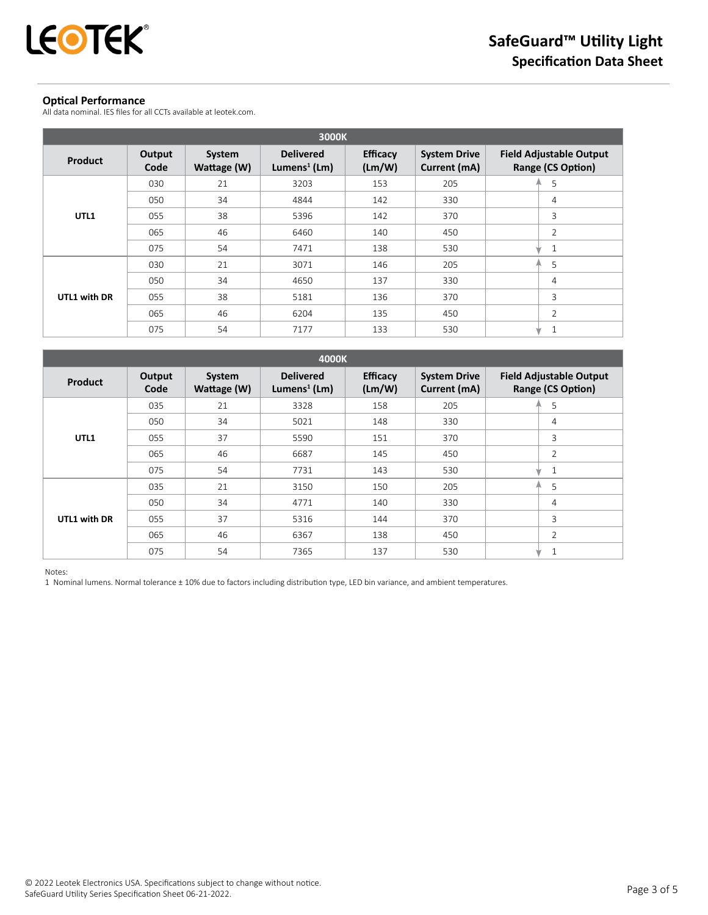## Optical Performance

All data nominal. IES files for all CCTs available at leotek.com.

| 3000K | | | | | | |
|---|---|---|---|---|---|---|
| **Product** | **Output Code** | **System Wattage (W)** | **Delivered Lumens[1] (Lm)** | **Efficacy (Lm/W)** | **System Drive Current (mA)** | **Field Adjustable Output Range (CS Option)** |
| **UTL1** | 030 | 21 | 3203 | 153 | 205 | 5 |
| | 050 | 34 | 4844 | 142 | 330 | 4 |
| | 055 | 38 | 5396 | 142 | 370 | 3 |
| | 065 | 46 | 6460 | 140 | 450 | 2 |
| | 075 | 54 | 7471 | 138 | 530 | 1 |
| **UTL1 with DR** | 030 | 21 | 3071 | 146 | 205 | 5 |
| | 050 | 34 | 4650 | 137 | 330 | 4 |
| | 055 | 38 | 5181 | 136 | 370 | 3 |
| | 065 | 46 | 6204 | 135 | 450 | 2 |
| | 075 | 54 | 7177 | 133 | 530 | 1 |

| 4000K | | | | | | |
|---|---|---|---|---|---|---|
| **Product** | **Output Code** | **System Wattage (W)** | **Delivered Lumens[1] (Lm)** | **Efficacy (Lm/W)** | **System Drive Current (mA)** | **Field Adjustable Output Range (CS Option)** |
| **UTL1** | 035 | 21 | 3328 | 158 | 205 | 5 |
| | 050 | 34 | 5021 | 148 | 330 | 4 |
| | 055 | 37 | 5590 | 151 | 370 | 3 |
| | 065 | 46 | 6687 | 145 | 450 | 2 |
| | 075 | 54 | 7731 | 143 | 530 | 1 |
| **UTL1 with DR** | 035 | 21 | 3150 | 150 | 205 | 5 |
| | 050 | 34 | 4771 | 140 | 330 | 4 |
| | 055 | 37 | 5316 | 144 | 370 | 3 |
| | 065 | 46 | 6367 | 138 | 450 | 2 |
| | 075 | 54 | 7365 | 137 | 530 | 1 |

Notes:
1 Nominal lumens. Normal tolerance ± 10% due to factors including distribution type, LED bin variance, and ambient temperatures.

© 2022 Leotek Electronics USA. Specifications subject to change without notice.
SafeGuard Utility Series Specification Sheet 06-21-2022.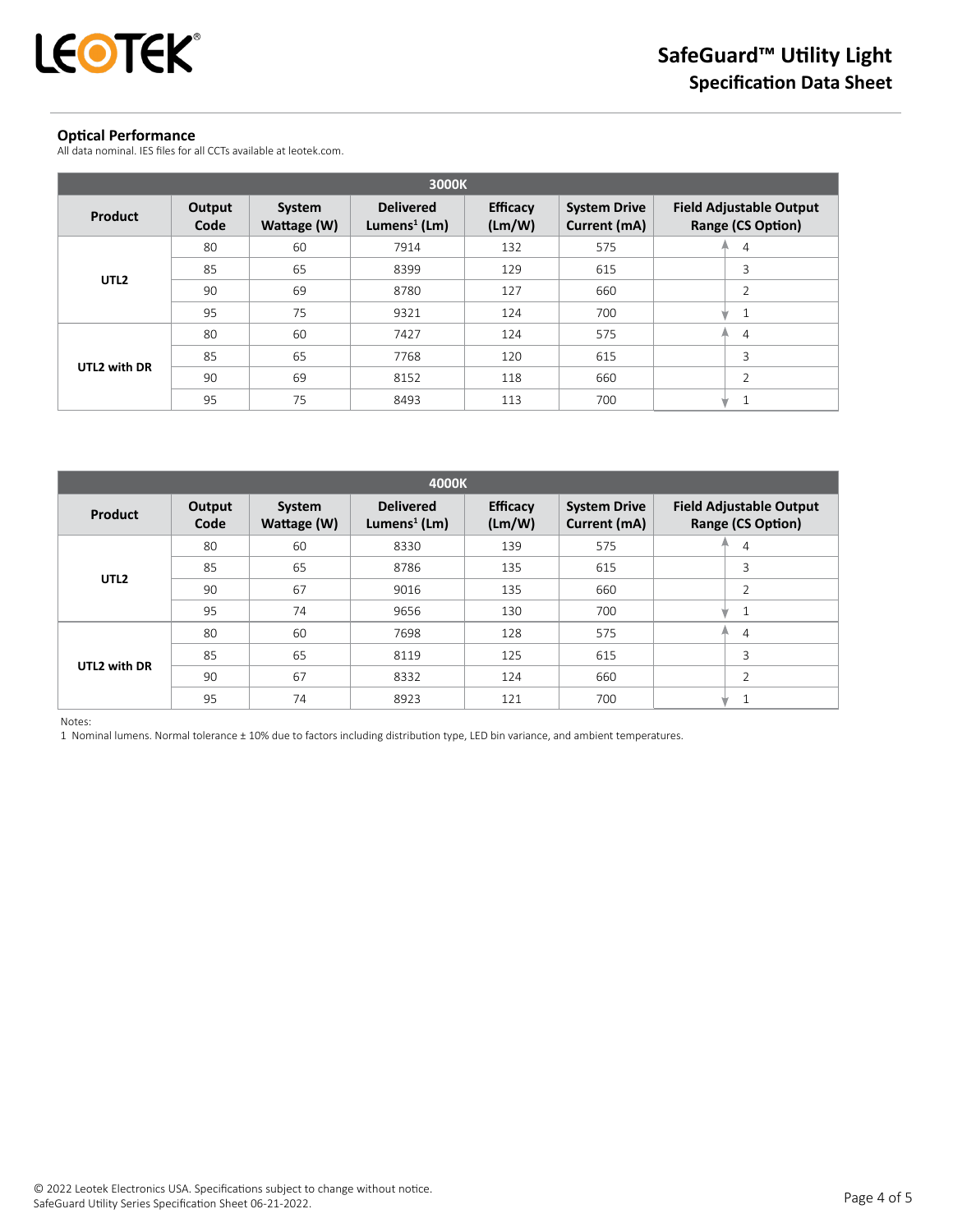## Optical Performance

All data nominal. IES files for all CCTs available at leotek.com.

| 3000K | | | | | | |
|---|---|---|---|---|---|---|
| **Product** | **Output Code** | **System Wattage (W)** | **Delivered Lumens[1] (Lm)** | **Efficacy (Lm/W)** | **System Drive Current (mA)** | **Field Adjustable Output Range (CS Option)** |
| UTL2 | 80 | 60 | 7914 | 132 | 575 | 4 |
| | 85 | 65 | 8399 | 129 | 615 | 3 |
| | 90 | 69 | 8780 | 127 | 660 | 2 |
| | 95 | 75 | 9321 | 124 | 700 | 1 |
| UTL2 with DR | 80 | 60 | 7427 | 124 | 575 | 4 |
| | 85 | 65 | 7768 | 120 | 615 | 3 |
| | 90 | 69 | 8152 | 118 | 660 | 2 |
| | 95 | 75 | 8493 | 113 | 700 | 1 |

| 4000K | | | | | | |
|---|---|---|---|---|---|---|
| **Product** | **Output Code** | **System Wattage (W)** | **Delivered Lumens[1] (Lm)** | **Efficacy (Lm/W)** | **System Drive Current (mA)** | **Field Adjustable Output Range (CS Option)** |
| UTL2 | 80 | 60 | 8330 | 139 | 575 | 4 |
| | 85 | 65 | 8786 | 135 | 615 | 3 |
| | 90 | 67 | 9016 | 135 | 660 | 2 |
| | 95 | 74 | 9656 | 130 | 700 | 1 |
| UTL2 with DR | 80 | 60 | 7698 | 128 | 575 | 4 |
| | 85 | 65 | 8119 | 125 | 615 | 3 |
| | 90 | 67 | 8332 | 124 | 660 | 2 |
| | 95 | 74 | 8923 | 121 | 700 | 1 |

Notes:

1 Nominal lumens. Normal tolerance ± 10% due to factors including distribution type, LED bin variance, and ambient temperatures.

© 2022 Leotek Electronics USA. Specifications subject to change without notice.
SafeGuard Utility Series Specification Sheet 06-21-2022.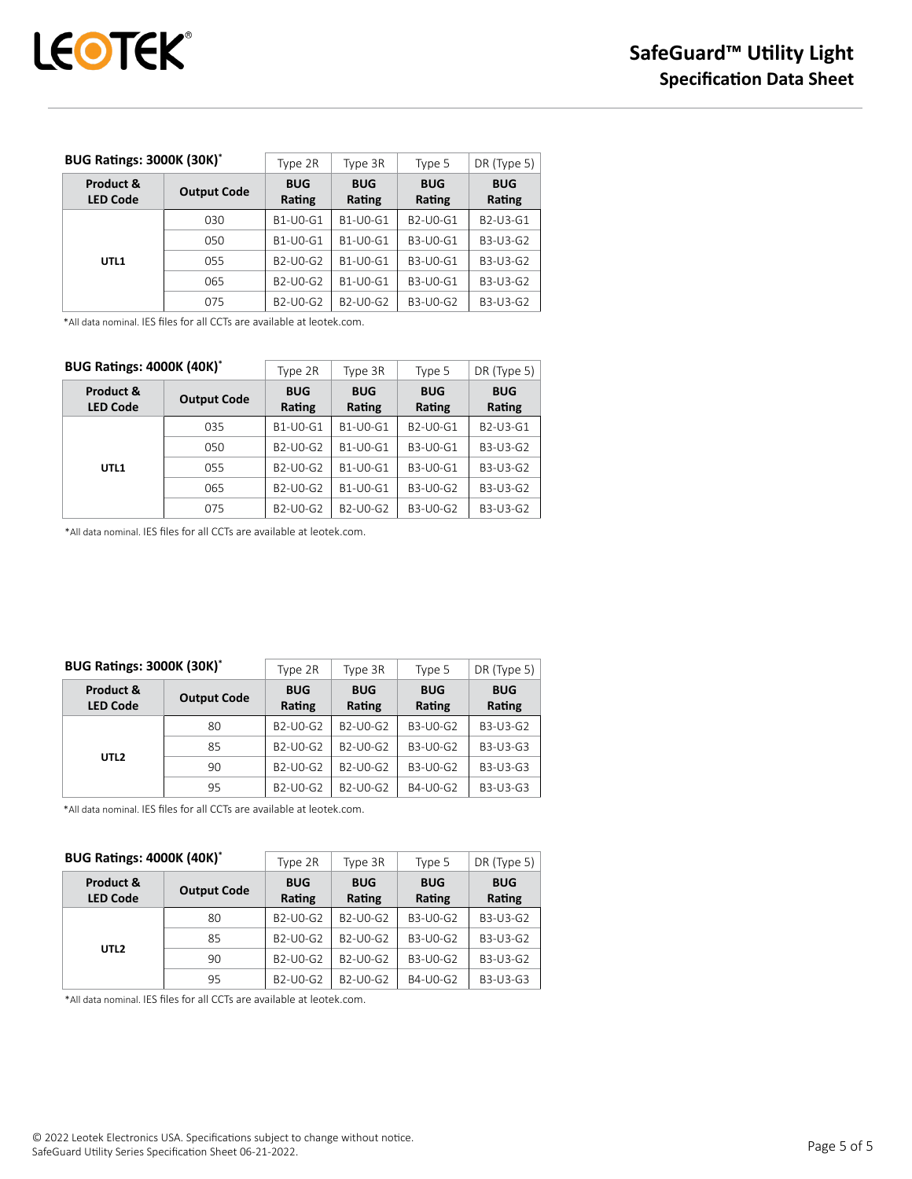### BUG Ratings: 3000K (30K)*

| Product & LED Code | Output Code | Type 2R BUG Rating | Type 3R BUG Rating | Type 5 BUG Rating | DR (Type 5) BUG Rating |
|---|---|---|---|---|---|
| UTL1 | 030 | B1-U0-G1 | B1-U0-G1 | B2-U0-G1 | B2-U3-G1 |
| | 050 | B1-U0-G1 | B1-U0-G1 | B3-U0-G1 | B3-U3-G2 |
| | 055 | B2-U0-G2 | B1-U0-G1 | B3-U0-G1 | B3-U3-G2 |
| | 065 | B2-U0-G2 | B1-U0-G1 | B3-U0-G1 | B3-U3-G2 |
| | 075 | B2-U0-G2 | B2-U0-G2 | B3-U0-G2 | B3-U3-G2 |

*All data nominal. IES files for all CCTs are available at leotek.com.

### BUG Ratings: 4000K (40K)*

| Product & LED Code | Output Code | Type 2R BUG Rating | Type 3R BUG Rating | Type 5 BUG Rating | DR (Type 5) BUG Rating |
|---|---|---|---|---|---|
| UTL1 | 035 | B1-U0-G1 | B1-U0-G1 | B2-U0-G1 | B2-U3-G1 |
| | 050 | B2-U0-G2 | B1-U0-G1 | B3-U0-G1 | B3-U3-G2 |
| | 055 | B2-U0-G2 | B1-U0-G1 | B3-U0-G1 | B3-U3-G2 |
| | 065 | B2-U0-G2 | B1-U0-G1 | B3-U0-G2 | B3-U3-G2 |
| | 075 | B2-U0-G2 | B2-U0-G2 | B3-U0-G2 | B3-U3-G2 |

*All data nominal. IES files for all CCTs are available at leotek.com.

### BUG Ratings: 3000K (30K)*

| Product & LED Code | Output Code | Type 2R BUG Rating | Type 3R BUG Rating | Type 5 BUG Rating | DR (Type 5) BUG Rating |
|---|---|---|---|---|---|
| UTL2 | 80 | B2-U0-G2 | B2-U0-G2 | B3-U0-G2 | B3-U3-G2 |
| | 85 | B2-U0-G2 | B2-U0-G2 | B3-U0-G2 | B3-U3-G3 |
| | 90 | B2-U0-G2 | B2-U0-G2 | B3-U0-G2 | B3-U3-G3 |
| | 95 | B2-U0-G2 | B2-U0-G2 | B4-U0-G2 | B3-U3-G3 |

*All data nominal. IES files for all CCTs are available at leotek.com.

### BUG Ratings: 4000K (40K)*

| Product & LED Code | Output Code | Type 2R BUG Rating | Type 3R BUG Rating | Type 5 BUG Rating | DR (Type 5) BUG Rating |
|---|---|---|---|---|---|
| UTL2 | 80 | B2-U0-G2 | B2-U0-G2 | B3-U0-G2 | B3-U3-G2 |
| | 85 | B2-U0-G2 | B2-U0-G2 | B3-U0-G2 | B3-U3-G2 |
| | 90 | B2-U0-G2 | B2-U0-G2 | B3-U0-G2 | B3-U3-G2 |
| | 95 | B2-U0-G2 | B2-U0-G2 | B4-U0-G2 | B3-U3-G3 |

*All data nominal. IES files for all CCTs are available at leotek.com.

© 2022 Leotek Electronics USA. Specifications subject to change without notice.
SafeGuard Utility Series Specification Sheet 06-21-2022.